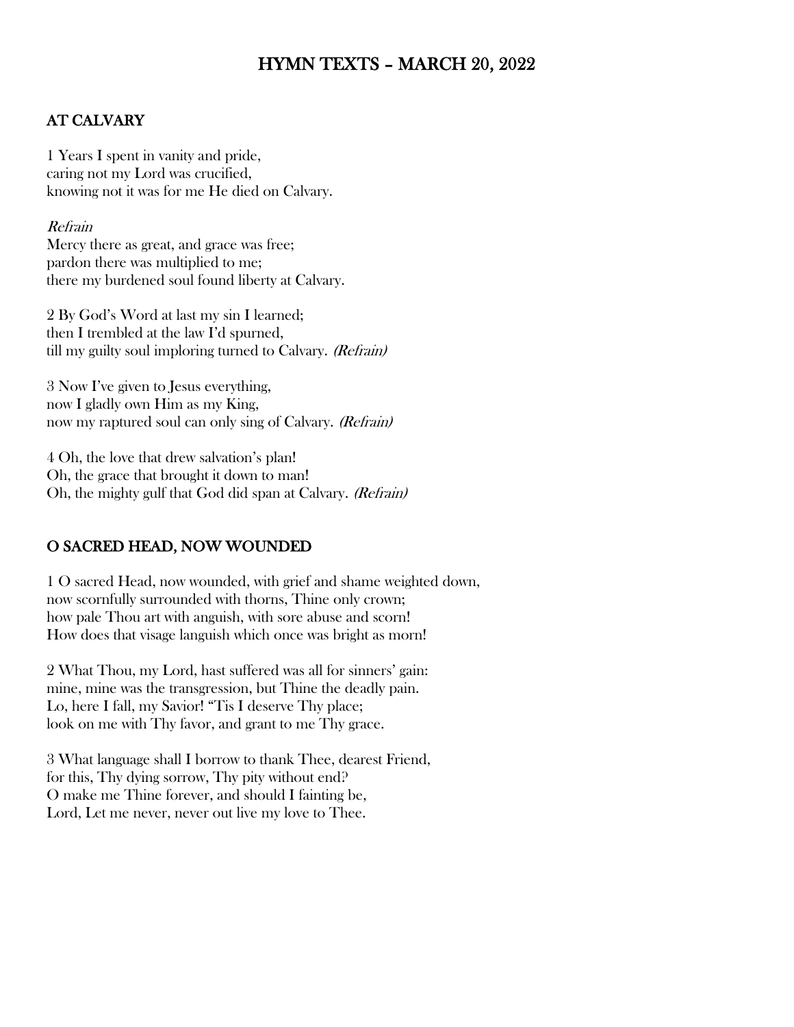# HYMN TEXTS – MARCH 20, 2022

## AT CALVARY

1 Years I spent in vanity and pride,
caring not my Lord was crucified,
knowing not it was for me He died on Calvary.

*Refrain*
Mercy there as great, and grace was free;
pardon there was multiplied to me;
there my burdened soul found liberty at Calvary.

2 By God's Word at last my sin I learned;
then I trembled at the law I'd spurned,
till my guilty soul imploring turned to Calvary. *(Refrain)*

3 Now I've given to Jesus everything,
now I gladly own Him as my King,
now my raptured soul can only sing of Calvary. *(Refrain)*

4 Oh, the love that drew salvation's plan!
Oh, the grace that brought it down to man!
Oh, the mighty gulf that God did span at Calvary. *(Refrain)*

## O SACRED HEAD, NOW WOUNDED

1 O sacred Head, now wounded, with grief and shame weighted down,
now scornfully surrounded with thorns, Thine only crown;
how pale Thou art with anguish, with sore abuse and scorn!
How does that visage languish which once was bright as morn!

2 What Thou, my Lord, hast suffered was all for sinners' gain:
mine, mine was the transgression, but Thine the deadly pain.
Lo, here I fall, my Savior! "Tis I deserve Thy place;
look on me with Thy favor, and grant to me Thy grace.

3 What language shall I borrow to thank Thee, dearest Friend,
for this, Thy dying sorrow, Thy pity without end?
O make me Thine forever, and should I fainting be,
Lord, Let me never, never out live my love to Thee.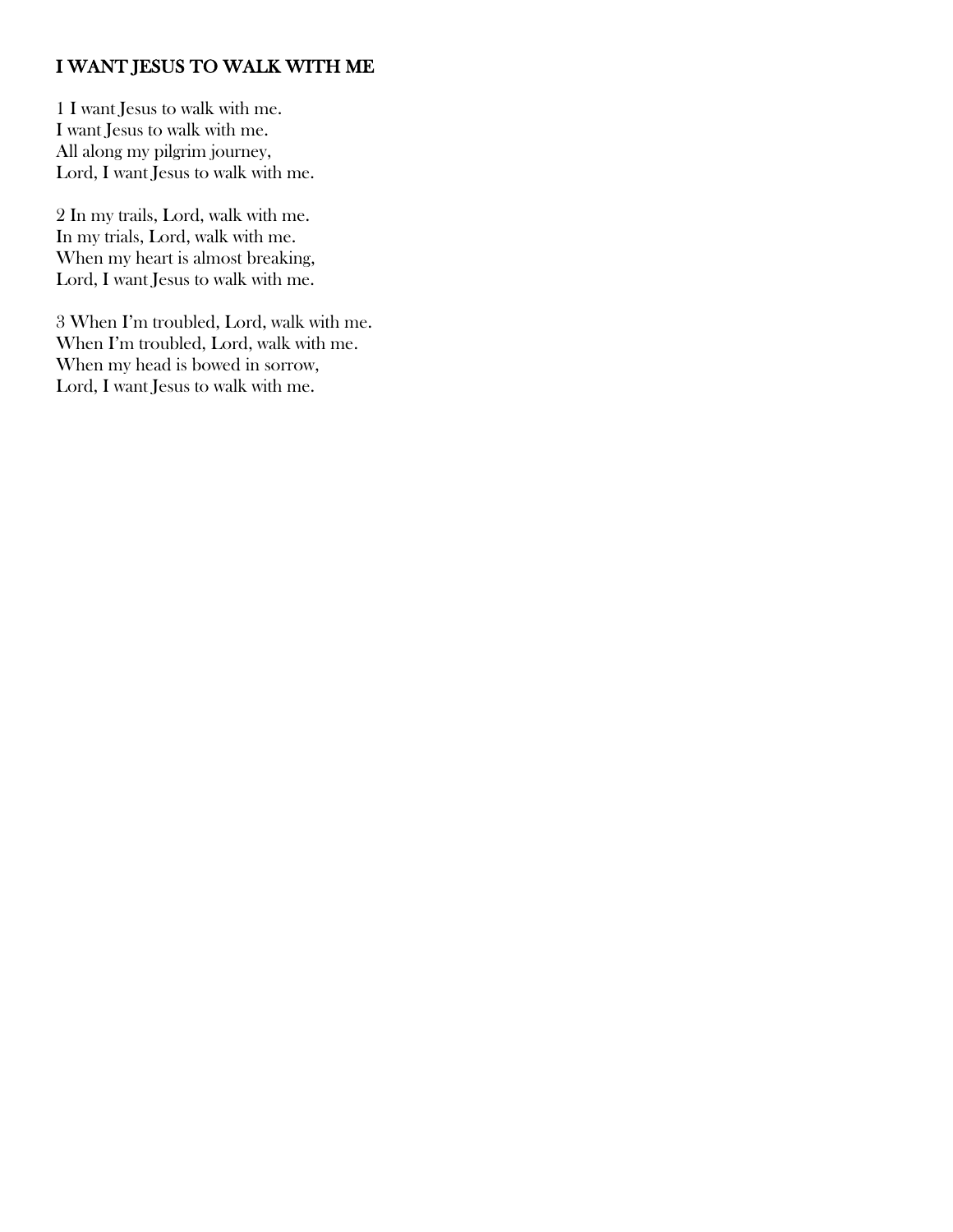# I WANT JESUS TO WALK WITH ME

1 I want Jesus to walk with me.
I want Jesus to walk with me.
All along my pilgrim journey,
Lord, I want Jesus to walk with me.

2 In my trails, Lord, walk with me.
In my trials, Lord, walk with me.
When my heart is almost breaking,
Lord, I want Jesus to walk with me.

3 When I'm troubled, Lord, walk with me.
When I'm troubled, Lord, walk with me.
When my head is bowed in sorrow,
Lord, I want Jesus to walk with me.